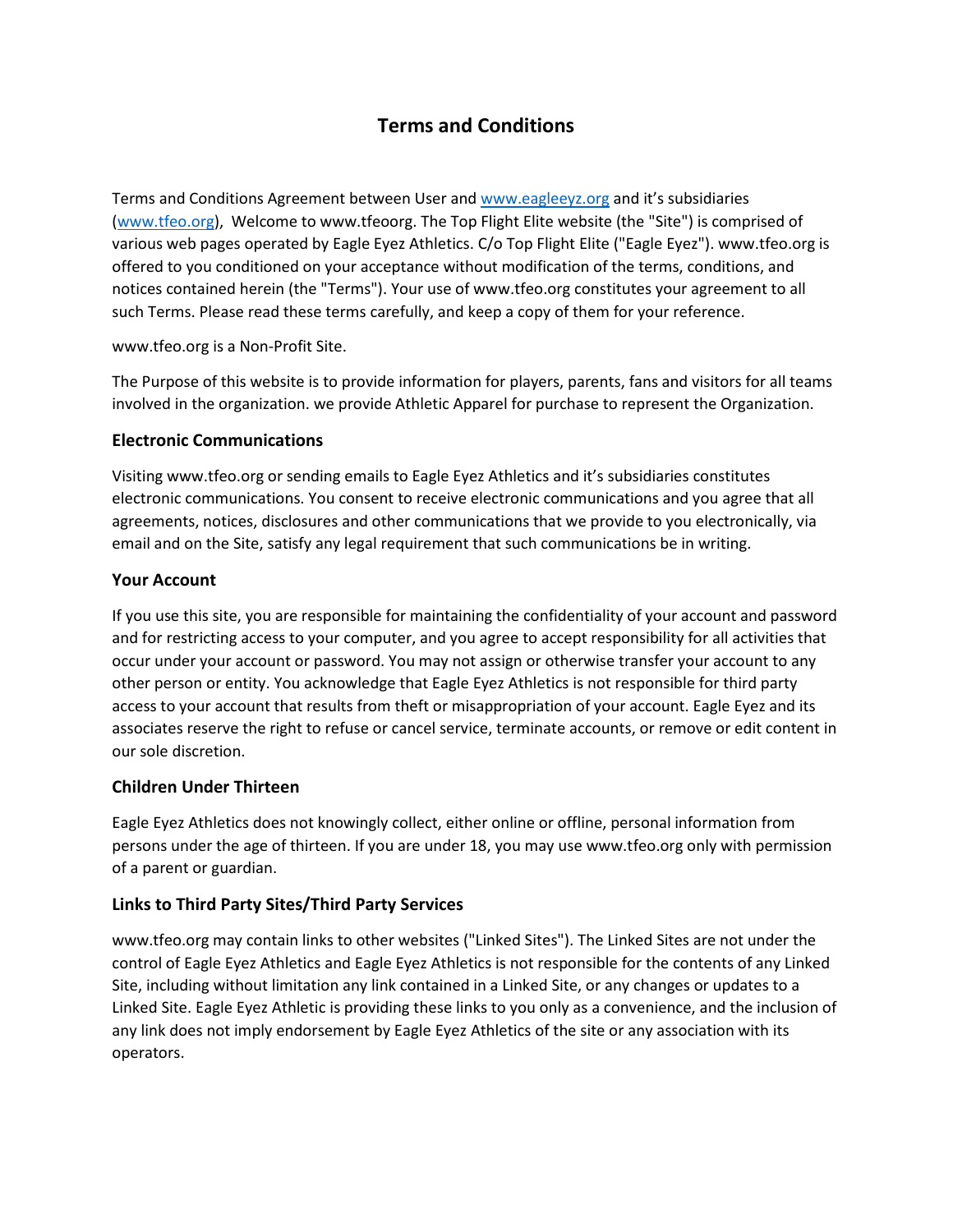# Terms and Conditions

Terms and Conditions Agreement between User and [www.eagleeyz.org](www.eagleeyz.org) and it's subsidiaries ([www.tfeo.org](www.tfeo.org)), Welcome to www.tfeoorg. The Top Flight Elite website (the "Site") is comprised of various web pages operated by Eagle Eyez Athletics. C/o Top Flight Elite ("Eagle Eyez"). www.tfeo.org is offered to you conditioned on your acceptance without modification of the terms, conditions, and notices contained herein (the "Terms"). Your use of www.tfeo.org constitutes your agreement to all such Terms. Please read these terms carefully, and keep a copy of them for your reference.

www.tfeo.org is a Non-Profit Site.

The Purpose of this website is to provide information for players, parents, fans and visitors for all teams involved in the organization. we provide Athletic Apparel for purchase to represent the Organization.

### Electronic Communications

Visiting www.tfeo.org or sending emails to Eagle Eyez Athletics and it's subsidiaries constitutes electronic communications. You consent to receive electronic communications and you agree that all agreements, notices, disclosures and other communications that we provide to you electronically, via email and on the Site, satisfy any legal requirement that such communications be in writing.

### Your Account

If you use this site, you are responsible for maintaining the confidentiality of your account and password and for restricting access to your computer, and you agree to accept responsibility for all activities that occur under your account or password. You may not assign or otherwise transfer your account to any other person or entity. You acknowledge that Eagle Eyez Athletics is not responsible for third party access to your account that results from theft or misappropriation of your account. Eagle Eyez and its associates reserve the right to refuse or cancel service, terminate accounts, or remove or edit content in our sole discretion.

### Children Under Thirteen

Eagle Eyez Athletics does not knowingly collect, either online or offline, personal information from persons under the age of thirteen. If you are under 18, you may use www.tfeo.org only with permission of a parent or guardian.

### Links to Third Party Sites/Third Party Services

www.tfeo.org may contain links to other websites ("Linked Sites"). The Linked Sites are not under the control of Eagle Eyez Athletics and Eagle Eyez Athletics is not responsible for the contents of any Linked Site, including without limitation any link contained in a Linked Site, or any changes or updates to a Linked Site. Eagle Eyez Athletic is providing these links to you only as a convenience, and the inclusion of any link does not imply endorsement by Eagle Eyez Athletics of the site or any association with its operators.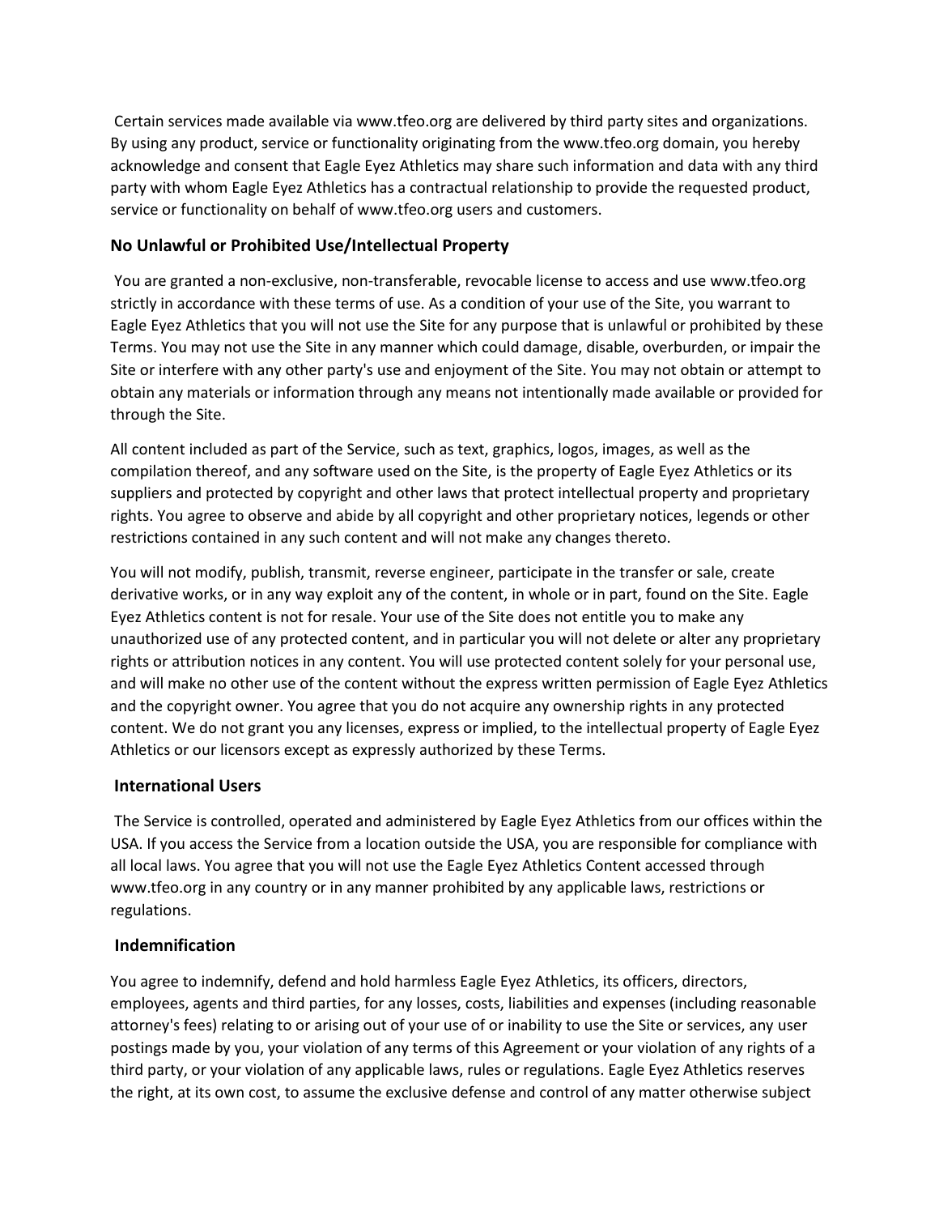Certain services made available via www.tfeo.org are delivered by third party sites and organizations. By using any product, service or functionality originating from the www.tfeo.org domain, you hereby acknowledge and consent that Eagle Eyez Athletics may share such information and data with any third party with whom Eagle Eyez Athletics has a contractual relationship to provide the requested product, service or functionality on behalf of www.tfeo.org users and customers.

### No Unlawful or Prohibited Use/Intellectual Property

You are granted a non-exclusive, non-transferable, revocable license to access and use www.tfeo.org strictly in accordance with these terms of use. As a condition of your use of the Site, you warrant to Eagle Eyez Athletics that you will not use the Site for any purpose that is unlawful or prohibited by these Terms. You may not use the Site in any manner which could damage, disable, overburden, or impair the Site or interfere with any other party's use and enjoyment of the Site. You may not obtain or attempt to obtain any materials or information through any means not intentionally made available or provided for through the Site.

All content included as part of the Service, such as text, graphics, logos, images, as well as the compilation thereof, and any software used on the Site, is the property of Eagle Eyez Athletics or its suppliers and protected by copyright and other laws that protect intellectual property and proprietary rights. You agree to observe and abide by all copyright and other proprietary notices, legends or other restrictions contained in any such content and will not make any changes thereto.

You will not modify, publish, transmit, reverse engineer, participate in the transfer or sale, create derivative works, or in any way exploit any of the content, in whole or in part, found on the Site. Eagle Eyez Athletics content is not for resale. Your use of the Site does not entitle you to make any unauthorized use of any protected content, and in particular you will not delete or alter any proprietary rights or attribution notices in any content. You will use protected content solely for your personal use, and will make no other use of the content without the express written permission of Eagle Eyez Athletics and the copyright owner. You agree that you do not acquire any ownership rights in any protected content. We do not grant you any licenses, express or implied, to the intellectual property of Eagle Eyez Athletics or our licensors except as expressly authorized by these Terms.

### International Users

The Service is controlled, operated and administered by Eagle Eyez Athletics from our offices within the USA. If you access the Service from a location outside the USA, you are responsible for compliance with all local laws. You agree that you will not use the Eagle Eyez Athletics Content accessed through www.tfeo.org in any country or in any manner prohibited by any applicable laws, restrictions or regulations.

### Indemnification

You agree to indemnify, defend and hold harmless Eagle Eyez Athletics, its officers, directors, employees, agents and third parties, for any losses, costs, liabilities and expenses (including reasonable attorney's fees) relating to or arising out of your use of or inability to use the Site or services, any user postings made by you, your violation of any terms of this Agreement or your violation of any rights of a third party, or your violation of any applicable laws, rules or regulations. Eagle Eyez Athletics reserves the right, at its own cost, to assume the exclusive defense and control of any matter otherwise subject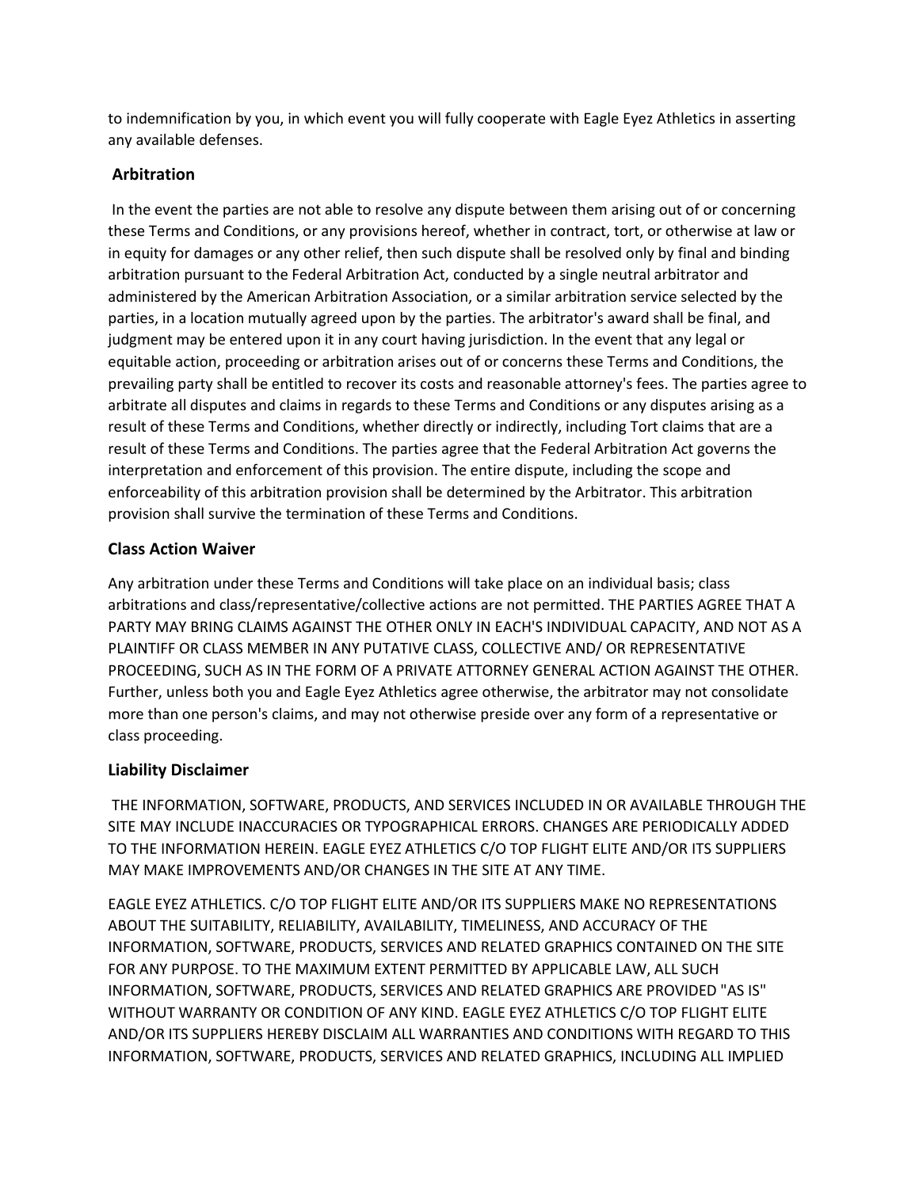to indemnification by you, in which event you will fully cooperate with Eagle Eyez Athletics in asserting any available defenses.

## Arbitration

In the event the parties are not able to resolve any dispute between them arising out of or concerning these Terms and Conditions, or any provisions hereof, whether in contract, tort, or otherwise at law or in equity for damages or any other relief, then such dispute shall be resolved only by final and binding arbitration pursuant to the Federal Arbitration Act, conducted by a single neutral arbitrator and administered by the American Arbitration Association, or a similar arbitration service selected by the parties, in a location mutually agreed upon by the parties. The arbitrator's award shall be final, and judgment may be entered upon it in any court having jurisdiction. In the event that any legal or equitable action, proceeding or arbitration arises out of or concerns these Terms and Conditions, the prevailing party shall be entitled to recover its costs and reasonable attorney's fees. The parties agree to arbitrate all disputes and claims in regards to these Terms and Conditions or any disputes arising as a result of these Terms and Conditions, whether directly or indirectly, including Tort claims that are a result of these Terms and Conditions. The parties agree that the Federal Arbitration Act governs the interpretation and enforcement of this provision. The entire dispute, including the scope and enforceability of this arbitration provision shall be determined by the Arbitrator. This arbitration provision shall survive the termination of these Terms and Conditions.

## Class Action Waiver

Any arbitration under these Terms and Conditions will take place on an individual basis; class arbitrations and class/representative/collective actions are not permitted. THE PARTIES AGREE THAT A PARTY MAY BRING CLAIMS AGAINST THE OTHER ONLY IN EACH'S INDIVIDUAL CAPACITY, AND NOT AS A PLAINTIFF OR CLASS MEMBER IN ANY PUTATIVE CLASS, COLLECTIVE AND/ OR REPRESENTATIVE PROCEEDING, SUCH AS IN THE FORM OF A PRIVATE ATTORNEY GENERAL ACTION AGAINST THE OTHER. Further, unless both you and Eagle Eyez Athletics agree otherwise, the arbitrator may not consolidate more than one person's claims, and may not otherwise preside over any form of a representative or class proceeding.

## Liability Disclaimer

THE INFORMATION, SOFTWARE, PRODUCTS, AND SERVICES INCLUDED IN OR AVAILABLE THROUGH THE SITE MAY INCLUDE INACCURACIES OR TYPOGRAPHICAL ERRORS. CHANGES ARE PERIODICALLY ADDED TO THE INFORMATION HEREIN. EAGLE EYEZ ATHLETICS C/O TOP FLIGHT ELITE AND/OR ITS SUPPLIERS MAY MAKE IMPROVEMENTS AND/OR CHANGES IN THE SITE AT ANY TIME.

EAGLE EYEZ ATHLETICS. C/O TOP FLIGHT ELITE AND/OR ITS SUPPLIERS MAKE NO REPRESENTATIONS ABOUT THE SUITABILITY, RELIABILITY, AVAILABILITY, TIMELINESS, AND ACCURACY OF THE INFORMATION, SOFTWARE, PRODUCTS, SERVICES AND RELATED GRAPHICS CONTAINED ON THE SITE FOR ANY PURPOSE. TO THE MAXIMUM EXTENT PERMITTED BY APPLICABLE LAW, ALL SUCH INFORMATION, SOFTWARE, PRODUCTS, SERVICES AND RELATED GRAPHICS ARE PROVIDED "AS IS" WITHOUT WARRANTY OR CONDITION OF ANY KIND. EAGLE EYEZ ATHLETICS C/O TOP FLIGHT ELITE AND/OR ITS SUPPLIERS HEREBY DISCLAIM ALL WARRANTIES AND CONDITIONS WITH REGARD TO THIS INFORMATION, SOFTWARE, PRODUCTS, SERVICES AND RELATED GRAPHICS, INCLUDING ALL IMPLIED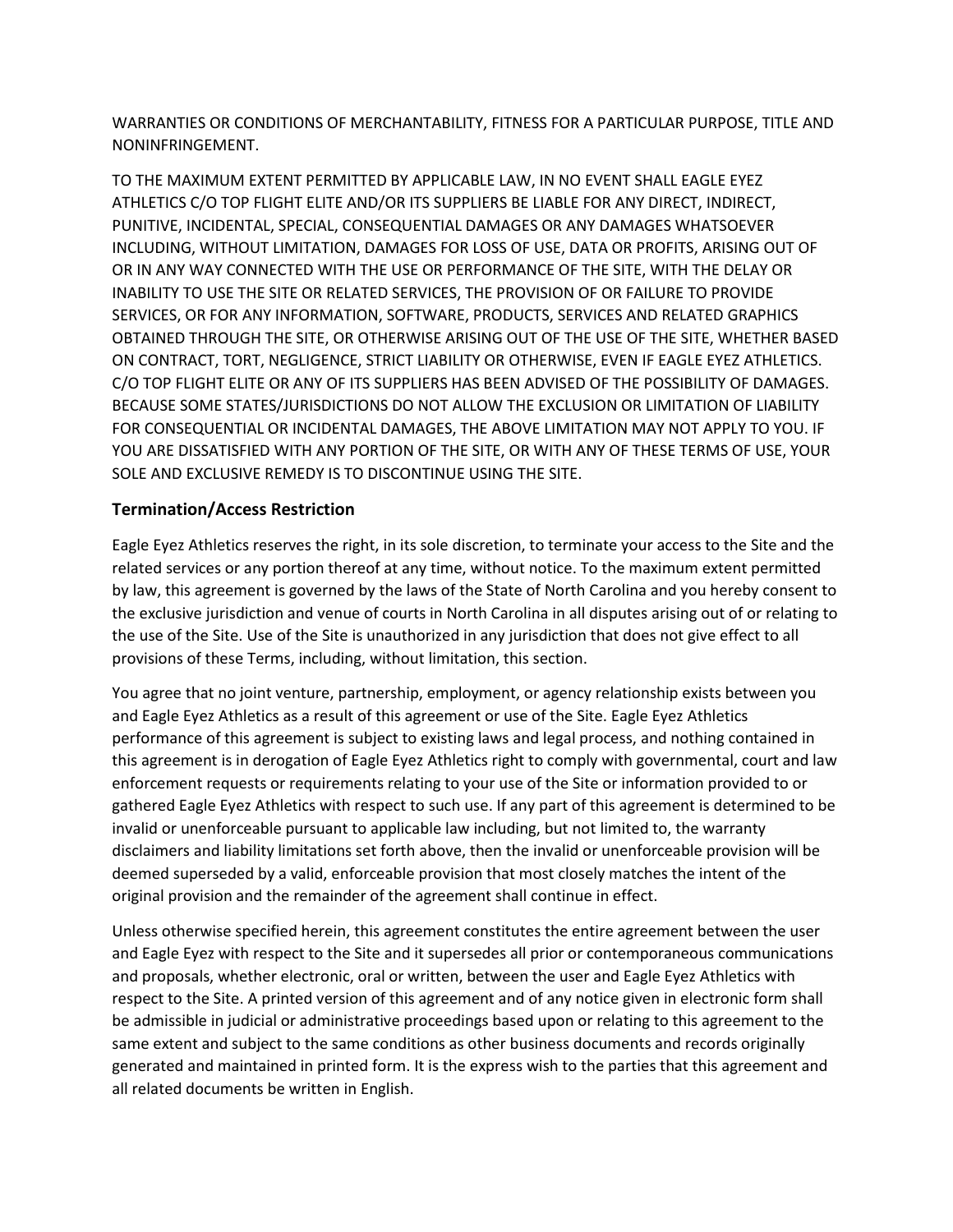WARRANTIES OR CONDITIONS OF MERCHANTABILITY, FITNESS FOR A PARTICULAR PURPOSE, TITLE AND NONINFRINGEMENT.

TO THE MAXIMUM EXTENT PERMITTED BY APPLICABLE LAW, IN NO EVENT SHALL EAGLE EYEZ ATHLETICS C/O TOP FLIGHT ELITE AND/OR ITS SUPPLIERS BE LIABLE FOR ANY DIRECT, INDIRECT, PUNITIVE, INCIDENTAL, SPECIAL, CONSEQUENTIAL DAMAGES OR ANY DAMAGES WHATSOEVER INCLUDING, WITHOUT LIMITATION, DAMAGES FOR LOSS OF USE, DATA OR PROFITS, ARISING OUT OF OR IN ANY WAY CONNECTED WITH THE USE OR PERFORMANCE OF THE SITE, WITH THE DELAY OR INABILITY TO USE THE SITE OR RELATED SERVICES, THE PROVISION OF OR FAILURE TO PROVIDE SERVICES, OR FOR ANY INFORMATION, SOFTWARE, PRODUCTS, SERVICES AND RELATED GRAPHICS OBTAINED THROUGH THE SITE, OR OTHERWISE ARISING OUT OF THE USE OF THE SITE, WHETHER BASED ON CONTRACT, TORT, NEGLIGENCE, STRICT LIABILITY OR OTHERWISE, EVEN IF EAGLE EYEZ ATHLETICS. C/O TOP FLIGHT ELITE OR ANY OF ITS SUPPLIERS HAS BEEN ADVISED OF THE POSSIBILITY OF DAMAGES. BECAUSE SOME STATES/JURISDICTIONS DO NOT ALLOW THE EXCLUSION OR LIMITATION OF LIABILITY FOR CONSEQUENTIAL OR INCIDENTAL DAMAGES, THE ABOVE LIMITATION MAY NOT APPLY TO YOU. IF YOU ARE DISSATISFIED WITH ANY PORTION OF THE SITE, OR WITH ANY OF THESE TERMS OF USE, YOUR SOLE AND EXCLUSIVE REMEDY IS TO DISCONTINUE USING THE SITE.

### Termination/Access Restriction

Eagle Eyez Athletics reserves the right, in its sole discretion, to terminate your access to the Site and the related services or any portion thereof at any time, without notice. To the maximum extent permitted by law, this agreement is governed by the laws of the State of North Carolina and you hereby consent to the exclusive jurisdiction and venue of courts in North Carolina in all disputes arising out of or relating to the use of the Site. Use of the Site is unauthorized in any jurisdiction that does not give effect to all provisions of these Terms, including, without limitation, this section.

You agree that no joint venture, partnership, employment, or agency relationship exists between you and Eagle Eyez Athletics as a result of this agreement or use of the Site. Eagle Eyez Athletics performance of this agreement is subject to existing laws and legal process, and nothing contained in this agreement is in derogation of Eagle Eyez Athletics right to comply with governmental, court and law enforcement requests or requirements relating to your use of the Site or information provided to or gathered Eagle Eyez Athletics with respect to such use. If any part of this agreement is determined to be invalid or unenforceable pursuant to applicable law including, but not limited to, the warranty disclaimers and liability limitations set forth above, then the invalid or unenforceable provision will be deemed superseded by a valid, enforceable provision that most closely matches the intent of the original provision and the remainder of the agreement shall continue in effect.

Unless otherwise specified herein, this agreement constitutes the entire agreement between the user and Eagle Eyez with respect to the Site and it supersedes all prior or contemporaneous communications and proposals, whether electronic, oral or written, between the user and Eagle Eyez Athletics with respect to the Site. A printed version of this agreement and of any notice given in electronic form shall be admissible in judicial or administrative proceedings based upon or relating to this agreement to the same extent and subject to the same conditions as other business documents and records originally generated and maintained in printed form. It is the express wish to the parties that this agreement and all related documents be written in English.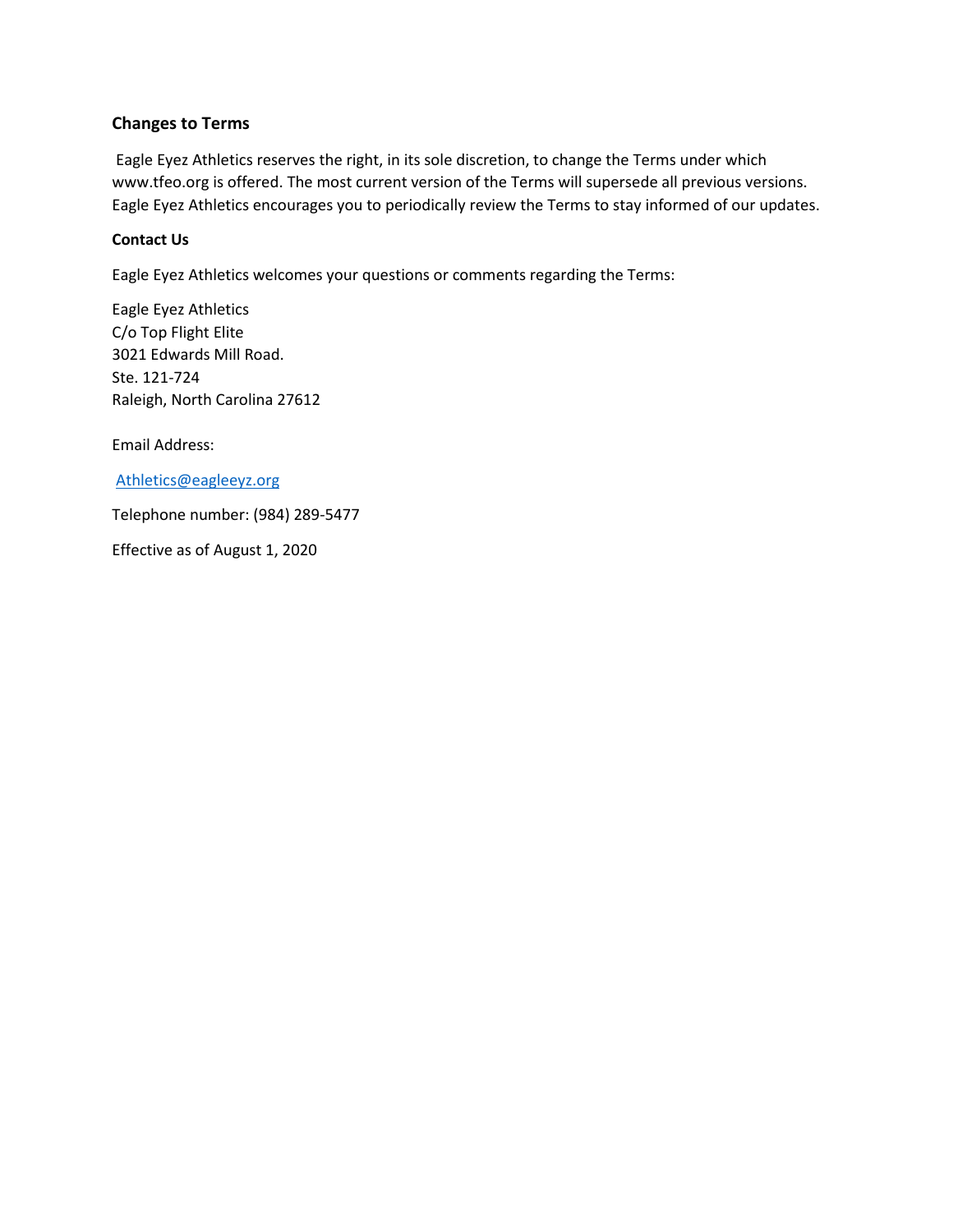**Changes to Terms**

Eagle Eyez Athletics reserves the right, in its sole discretion, to change the Terms under which www.tfeo.org is offered. The most current version of the Terms will supersede all previous versions. Eagle Eyez Athletics encourages you to periodically review the Terms to stay informed of our updates.

**Contact Us**

Eagle Eyez Athletics welcomes your questions or comments regarding the Terms:

Eagle Eyez Athletics
C/o Top Flight Elite
3021 Edwards Mill Road.
Ste. 121-724
Raleigh, North Carolina 27612

Email Address:

Athletics@eagleeyz.org

Telephone number: (984) 289-5477

Effective as of August 1, 2020